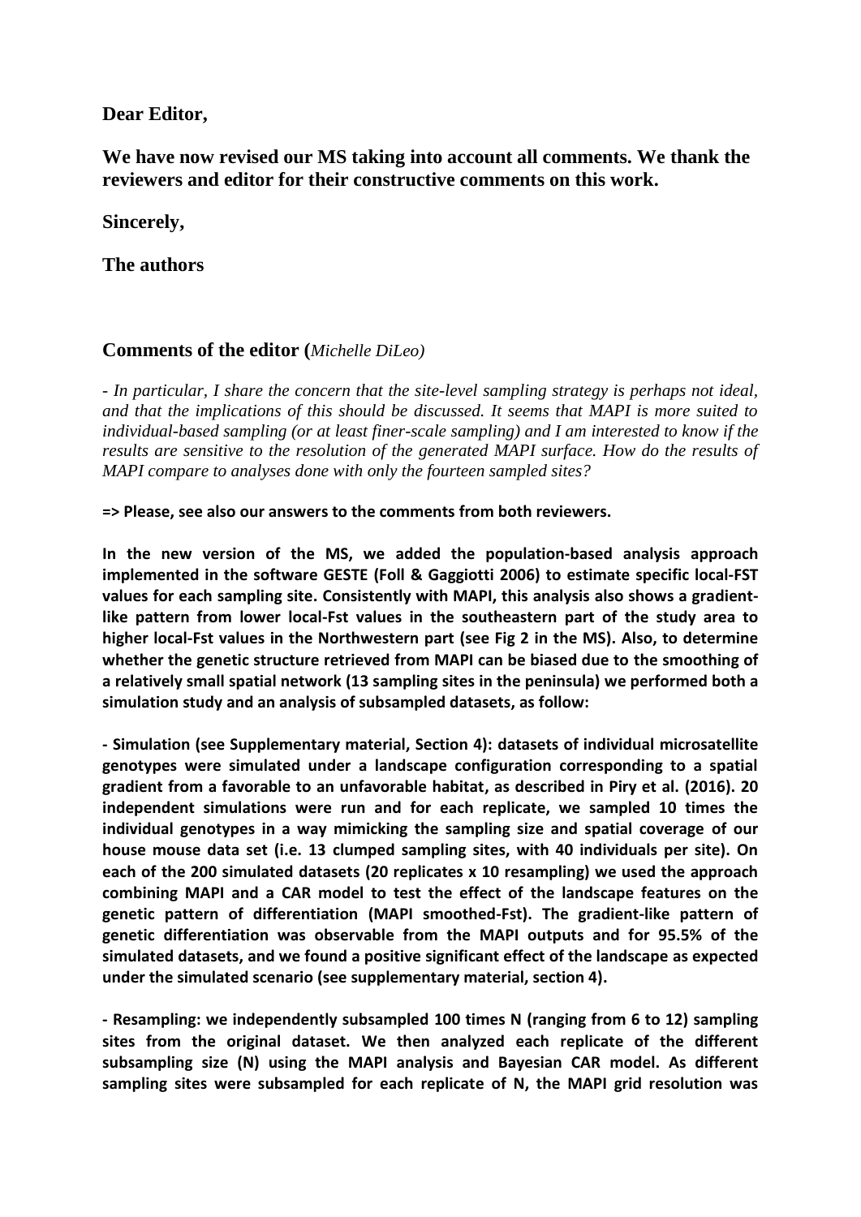**Dear Editor,**

**We have now revised our MS taking into account all comments. We thank the reviewers and editor for their constructive comments on this work.**

**Sincerely,**

**The authors**

## Comments of the editor (*Michelle DiLeo*)

*- In particular, I share the concern that the site-level sampling strategy is perhaps not ideal, and that the implications of this should be discussed. It seems that MAPI is more suited to individual-based sampling (or at least finer-scale sampling) and I am interested to know if the results are sensitive to the resolution of the generated MAPI surface. How do the results of MAPI compare to analyses done with only the fourteen sampled sites?*

**=> Please, see also our answers to the comments from both reviewers.**

**In the new version of the MS, we added the population-based analysis approach implemented in the software GESTE (Foll & Gaggiotti 2006) to estimate specific local-FST values for each sampling site. Consistently with MAPI, this analysis also shows a gradient-like pattern from lower local-Fst values in the southeastern part of the study area to higher local-Fst values in the Northwestern part (see Fig 2 in the MS). Also, to determine whether the genetic structure retrieved from MAPI can be biased due to the smoothing of a relatively small spatial network (13 sampling sites in the peninsula) we performed both a simulation study and an analysis of subsampled datasets, as follow:**

**- Simulation (see Supplementary material, Section 4): datasets of individual microsatellite genotypes were simulated under a landscape configuration corresponding to a spatial gradient from a favorable to an unfavorable habitat, as described in Piry et al. (2016). 20 independent simulations were run and for each replicate, we sampled 10 times the individual genotypes in a way mimicking the sampling size and spatial coverage of our house mouse data set (i.e. 13 clumped sampling sites, with 40 individuals per site). On each of the 200 simulated datasets (20 replicates x 10 resampling) we used the approach combining MAPI and a CAR model to test the effect of the landscape features on the genetic pattern of differentiation (MAPI smoothed-Fst). The gradient-like pattern of genetic differentiation was observable from the MAPI outputs and for 95.5% of the simulated datasets, and we found a positive significant effect of the landscape as expected under the simulated scenario (see supplementary material, section 4).**

**- Resampling: we independently subsampled 100 times N (ranging from 6 to 12) sampling sites from the original dataset. We then analyzed each replicate of the different subsampling size (N) using the MAPI analysis and Bayesian CAR model. As different sampling sites were subsampled for each replicate of N, the MAPI grid resolution was**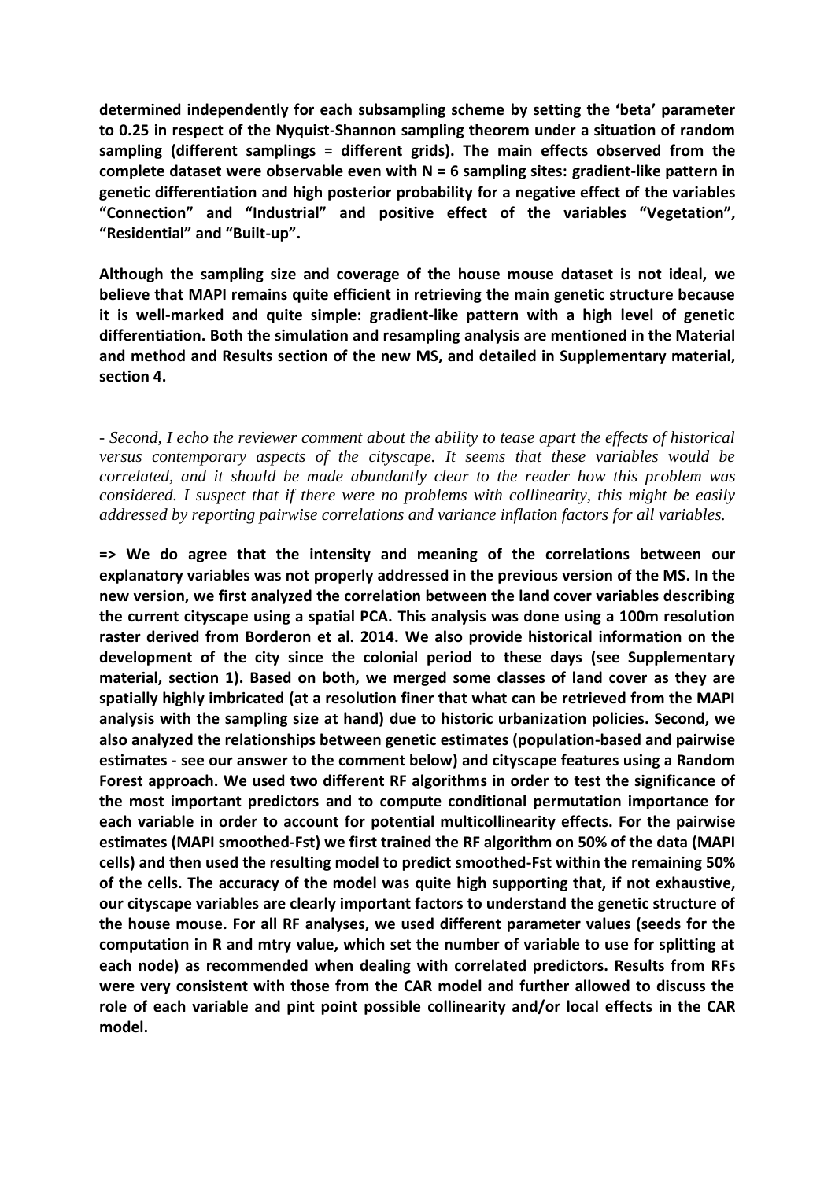**determined independently for each subsampling scheme by setting the 'beta' parameter to 0.25 in respect of the Nyquist-Shannon sampling theorem under a situation of random sampling (different samplings = different grids). The main effects observed from the complete dataset were observable even with N = 6 sampling sites: gradient-like pattern in genetic differentiation and high posterior probability for a negative effect of the variables "Connection" and "Industrial" and positive effect of the variables "Vegetation", "Residential" and "Built-up".**

**Although the sampling size and coverage of the house mouse dataset is not ideal, we believe that MAPI remains quite efficient in retrieving the main genetic structure because it is well-marked and quite simple: gradient-like pattern with a high level of genetic differentiation. Both the simulation and resampling analysis are mentioned in the Material and method and Results section of the new MS, and detailed in Supplementary material, section 4.**

*- Second, I echo the reviewer comment about the ability to tease apart the effects of historical versus contemporary aspects of the cityscape. It seems that these variables would be correlated, and it should be made abundantly clear to the reader how this problem was considered. I suspect that if there were no problems with collinearity, this might be easily addressed by reporting pairwise correlations and variance inflation factors for all variables.*

**=> We do agree that the intensity and meaning of the correlations between our explanatory variables was not properly addressed in the previous version of the MS. In the new version, we first analyzed the correlation between the land cover variables describing the current cityscape using a spatial PCA. This analysis was done using a 100m resolution raster derived from Borderon et al. 2014. We also provide historical information on the development of the city since the colonial period to these days (see Supplementary material, section 1). Based on both, we merged some classes of land cover as they are spatially highly imbricated (at a resolution finer that what can be retrieved from the MAPI analysis with the sampling size at hand) due to historic urbanization policies. Second, we also analyzed the relationships between genetic estimates (population-based and pairwise estimates - see our answer to the comment below) and cityscape features using a Random Forest approach. We used two different RF algorithms in order to test the significance of the most important predictors and to compute conditional permutation importance for each variable in order to account for potential multicollinearity effects. For the pairwise estimates (MAPI smoothed-Fst) we first trained the RF algorithm on 50% of the data (MAPI cells) and then used the resulting model to predict smoothed-Fst within the remaining 50% of the cells. The accuracy of the model was quite high supporting that, if not exhaustive, our cityscape variables are clearly important factors to understand the genetic structure of the house mouse. For all RF analyses, we used different parameter values (seeds for the computation in R and mtry value, which set the number of variable to use for splitting at each node) as recommended when dealing with correlated predictors. Results from RFs were very consistent with those from the CAR model and further allowed to discuss the role of each variable and pint point possible collinearity and/or local effects in the CAR model.**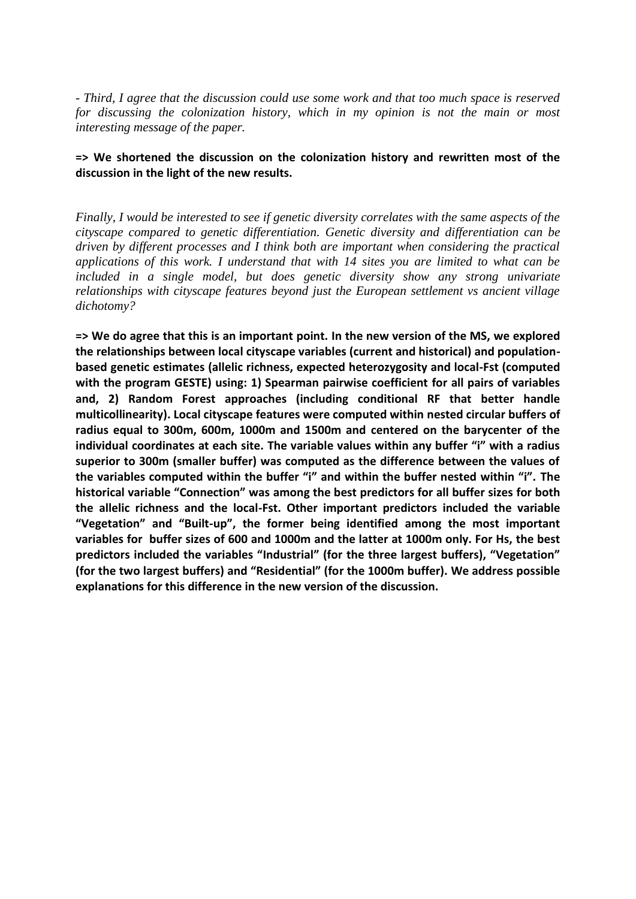*- Third, I agree that the discussion could use some work and that too much space is reserved for discussing the colonization history, which in my opinion is not the main or most interesting message of the paper.*

**=> We shortened the discussion on the colonization history and rewritten most of the discussion in the light of the new results.**

*Finally, I would be interested to see if genetic diversity correlates with the same aspects of the cityscape compared to genetic differentiation. Genetic diversity and differentiation can be driven by different processes and I think both are important when considering the practical applications of this work. I understand that with 14 sites you are limited to what can be included in a single model, but does genetic diversity show any strong univariate relationships with cityscape features beyond just the European settlement vs ancient village dichotomy?*

**=> We do agree that this is an important point. In the new version of the MS, we explored the relationships between local cityscape variables (current and historical) and population-based genetic estimates (allelic richness, expected heterozygosity and local-Fst (computed with the program GESTE) using: 1) Spearman pairwise coefficient for all pairs of variables and, 2) Random Forest approaches (including conditional RF that better handle multicollinearity). Local cityscape features were computed within nested circular buffers of radius equal to 300m, 600m, 1000m and 1500m and centered on the barycenter of the individual coordinates at each site. The variable values within any buffer "i" with a radius superior to 300m (smaller buffer) was computed as the difference between the values of the variables computed within the buffer "i" and within the buffer nested within "i". The historical variable "Connection" was among the best predictors for all buffer sizes for both the allelic richness and the local-Fst. Other important predictors included the variable "Vegetation" and "Built-up", the former being identified among the most important variables for buffer sizes of 600 and 1000m and the latter at 1000m only. For Hs, the best predictors included the variables "Industrial" (for the three largest buffers), "Vegetation" (for the two largest buffers) and "Residential" (for the 1000m buffer). We address possible explanations for this difference in the new version of the discussion.**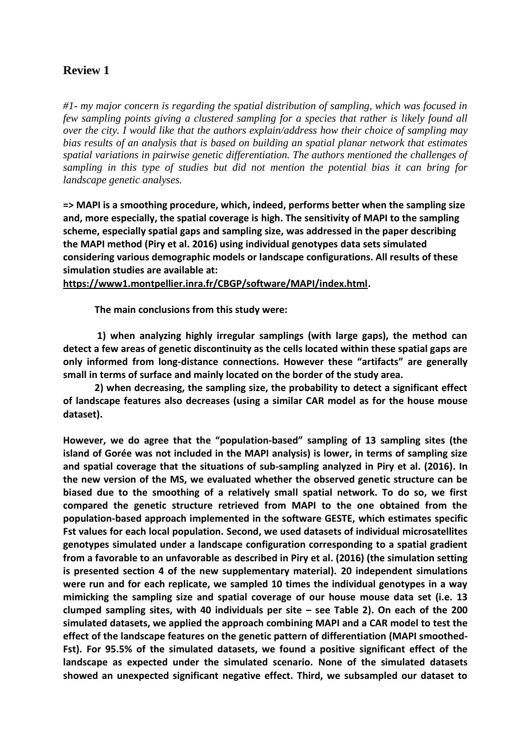## Review 1

*#1- my major concern is regarding the spatial distribution of sampling, which was focused in few sampling points giving a clustered sampling for a species that rather is likely found all over the city. I would like that the authors explain/address how their choice of sampling may bias results of an analysis that is based on building an spatial planar network that estimates spatial variations in pairwise genetic differentiation. The authors mentioned the challenges of sampling in this type of studies but did not mention the potential bias it can bring for landscape genetic analyses.*

**=> MAPI is a smoothing procedure, which, indeed, performs better when the sampling size and, more especially, the spatial coverage is high. The sensitivity of MAPI to the sampling scheme, especially spatial gaps and sampling size, was addressed in the paper describing the MAPI method (Piry et al. 2016) using individual genotypes data sets simulated considering various demographic models or landscape configurations. All results of these simulation studies are available at: https://www1.montpellier.inra.fr/CBGP/software/MAPI/index.html.**

**The main conclusions from this study were:**

**1) when analyzing highly irregular samplings (with large gaps), the method can detect a few areas of genetic discontinuity as the cells located within these spatial gaps are only informed from long-distance connections. However these "artifacts" are generally small in terms of surface and mainly located on the border of the study area.**

**2) when decreasing, the sampling size, the probability to detect a significant effect of landscape features also decreases (using a similar CAR model as for the house mouse dataset).**

**However, we do agree that the "population-based" sampling of 13 sampling sites (the island of Gorée was not included in the MAPI analysis) is lower, in terms of sampling size and spatial coverage that the situations of sub-sampling analyzed in Piry et al. (2016). In the new version of the MS, we evaluated whether the observed genetic structure can be biased due to the smoothing of a relatively small spatial network. To do so, we first compared the genetic structure retrieved from MAPI to the one obtained from the population-based approach implemented in the software GESTE, which estimates specific Fst values for each local population. Second, we used datasets of individual microsatellites genotypes simulated under a landscape configuration corresponding to a spatial gradient from a favorable to an unfavorable as described in Piry et al. (2016) (the simulation setting is presented section 4 of the new supplementary material). 20 independent simulations were run and for each replicate, we sampled 10 times the individual genotypes in a way mimicking the sampling size and spatial coverage of our house mouse data set (i.e. 13 clumped sampling sites, with 40 individuals per site – see Table 2). On each of the 200 simulated datasets, we applied the approach combining MAPI and a CAR model to test the effect of the landscape features on the genetic pattern of differentiation (MAPI smoothed-Fst). For 95.5% of the simulated datasets, we found a positive significant effect of the landscape as expected under the simulated scenario. None of the simulated datasets showed an unexpected significant negative effect. Third, we subsampled our dataset to**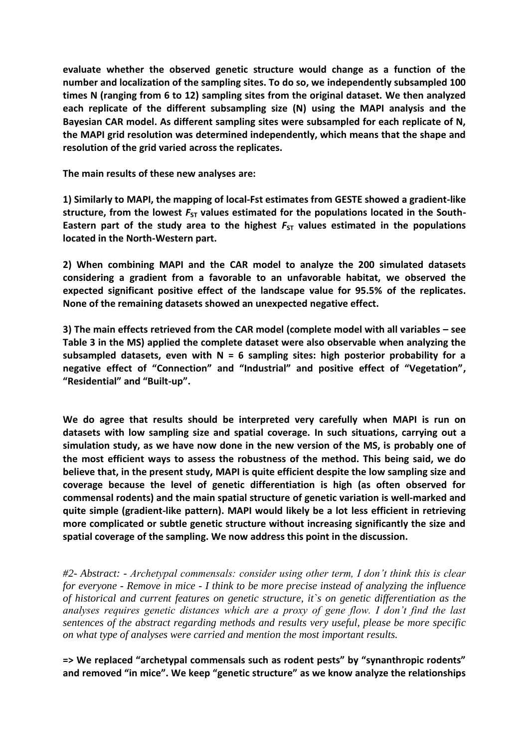**evaluate whether the observed genetic structure would change as a function of the number and localization of the sampling sites. To do so, we independently subsampled 100 times N (ranging from 6 to 12) sampling sites from the original dataset. We then analyzed each replicate of the different subsampling size (N) using the MAPI analysis and the Bayesian CAR model. As different sampling sites were subsampled for each replicate of N, the MAPI grid resolution was determined independently, which means that the shape and resolution of the grid varied across the replicates.**

**The main results of these new analyses are:**

**1) Similarly to MAPI, the mapping of local-Fst estimates from GESTE showed a gradient-like structure, from the lowest $F_{ST}$ values estimated for the populations located in the South-Eastern part of the study area to the highest $F_{ST}$ values estimated in the populations located in the North-Western part.**

**2) When combining MAPI and the CAR model to analyze the 200 simulated datasets considering a gradient from a favorable to an unfavorable habitat, we observed the expected significant positive effect of the landscape value for 95.5% of the replicates. None of the remaining datasets showed an unexpected negative effect.**

**3) The main effects retrieved from the CAR model (complete model with all variables – see Table 3 in the MS) applied the complete dataset were also observable when analyzing the subsampled datasets, even with N = 6 sampling sites: high posterior probability for a negative effect of "Connection" and "Industrial" and positive effect of "Vegetation", "Residential" and "Built-up".**

**We do agree that results should be interpreted very carefully when MAPI is run on datasets with low sampling size and spatial coverage. In such situations, carrying out a simulation study, as we have now done in the new version of the MS, is probably one of the most efficient ways to assess the robustness of the method. This being said, we do believe that, in the present study, MAPI is quite efficient despite the low sampling size and coverage because the level of genetic differentiation is high (as often observed for commensal rodents) and the main spatial structure of genetic variation is well-marked and quite simple (gradient-like pattern). MAPI would likely be a lot less efficient in retrieving more complicated or subtle genetic structure without increasing significantly the size and spatial coverage of the sampling. We now address this point in the discussion.**

*#2- Abstract: - Archetypal commensals: consider using other term, I don't think this is clear for everyone - Remove in mice - I think to be more precise instead of analyzing the influence of historical and current features on genetic structure, it`s on genetic differentiation as the analyses requires genetic distances which are a proxy of gene flow. I don't find the last sentences of the abstract regarding methods and results very useful, please be more specific on what type of analyses were carried and mention the most important results.*

**=> We replaced "archetypal commensals such as rodent pests" by "synanthropic rodents" and removed "in mice". We keep "genetic structure" as we know analyze the relationships**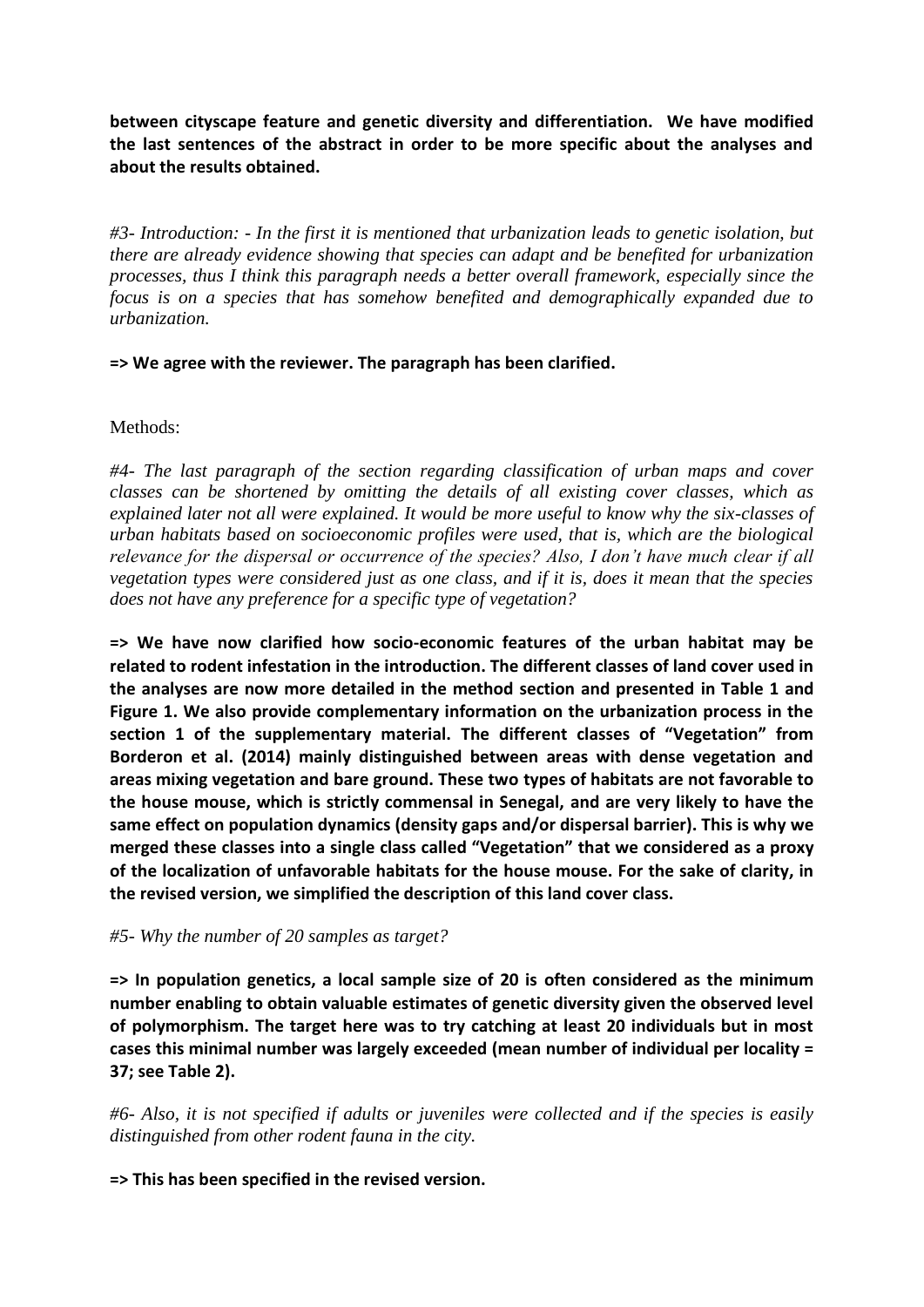**between cityscape feature and genetic diversity and differentiation. We have modified the last sentences of the abstract in order to be more specific about the analyses and about the results obtained.**

*#3- Introduction: - In the first it is mentioned that urbanization leads to genetic isolation, but there are already evidence showing that species can adapt and be benefited for urbanization processes, thus I think this paragraph needs a better overall framework, especially since the focus is on a species that has somehow benefited and demographically expanded due to urbanization.*

**=> We agree with the reviewer. The paragraph has been clarified.**

Methods:

*#4- The last paragraph of the section regarding classification of urban maps and cover classes can be shortened by omitting the details of all existing cover classes, which as explained later not all were explained. It would be more useful to know why the six-classes of urban habitats based on socioeconomic profiles were used, that is, which are the biological relevance for the dispersal or occurrence of the species? Also, I don't have much clear if all vegetation types were considered just as one class, and if it is, does it mean that the species does not have any preference for a specific type of vegetation?*

**=> We have now clarified how socio-economic features of the urban habitat may be related to rodent infestation in the introduction. The different classes of land cover used in the analyses are now more detailed in the method section and presented in Table 1 and Figure 1. We also provide complementary information on the urbanization process in the section 1 of the supplementary material. The different classes of "Vegetation" from Borderon et al. (2014) mainly distinguished between areas with dense vegetation and areas mixing vegetation and bare ground. These two types of habitats are not favorable to the house mouse, which is strictly commensal in Senegal, and are very likely to have the same effect on population dynamics (density gaps and/or dispersal barrier). This is why we merged these classes into a single class called "Vegetation" that we considered as a proxy of the localization of unfavorable habitats for the house mouse. For the sake of clarity, in the revised version, we simplified the description of this land cover class.**

*#5- Why the number of 20 samples as target?*

**=> In population genetics, a local sample size of 20 is often considered as the minimum number enabling to obtain valuable estimates of genetic diversity given the observed level of polymorphism. The target here was to try catching at least 20 individuals but in most cases this minimal number was largely exceeded (mean number of individual per locality = 37; see Table 2).**

*#6- Also, it is not specified if adults or juveniles were collected and if the species is easily distinguished from other rodent fauna in the city.*

**=> This has been specified in the revised version.**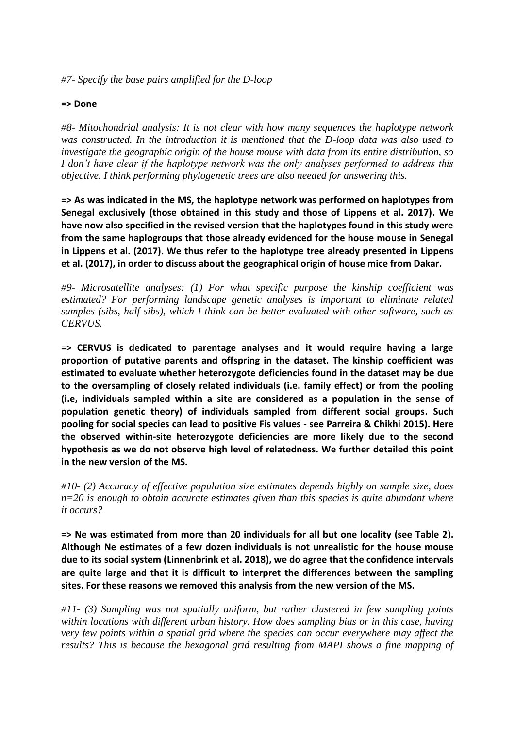*#7- Specify the base pairs amplified for the D-loop*

**=> Done**

*#8- Mitochondrial analysis: It is not clear with how many sequences the haplotype network was constructed. In the introduction it is mentioned that the D-loop data was also used to investigate the geographic origin of the house mouse with data from its entire distribution, so I don't have clear if the haplotype network was the only analyses performed to address this objective. I think performing phylogenetic trees are also needed for answering this.*

**=> As was indicated in the MS, the haplotype network was performed on haplotypes from Senegal exclusively (those obtained in this study and those of Lippens et al. 2017). We have now also specified in the revised version that the haplotypes found in this study were from the same haplogroups that those already evidenced for the house mouse in Senegal in Lippens et al. (2017). We thus refer to the haplotype tree already presented in Lippens et al. (2017), in order to discuss about the geographical origin of house mice from Dakar.**

*#9- Microsatellite analyses: (1) For what specific purpose the kinship coefficient was estimated? For performing landscape genetic analyses is important to eliminate related samples (sibs, half sibs), which I think can be better evaluated with other software, such as CERVUS.*

**=> CERVUS is dedicated to parentage analyses and it would require having a large proportion of putative parents and offspring in the dataset. The kinship coefficient was estimated to evaluate whether heterozygote deficiencies found in the dataset may be due to the oversampling of closely related individuals (i.e. family effect) or from the pooling (i.e, individuals sampled within a site are considered as a population in the sense of population genetic theory) of individuals sampled from different social groups. Such pooling for social species can lead to positive Fis values - see Parreira & Chikhi 2015). Here the observed within-site heterozygote deficiencies are more likely due to the second hypothesis as we do not observe high level of relatedness. We further detailed this point in the new version of the MS.**

*#10- (2) Accuracy of effective population size estimates depends highly on sample size, does n=20 is enough to obtain accurate estimates given than this species is quite abundant where it occurs?*

**=> Ne was estimated from more than 20 individuals for all but one locality (see Table 2). Although Ne estimates of a few dozen individuals is not unrealistic for the house mouse due to its social system (Linnenbrink et al. 2018), we do agree that the confidence intervals are quite large and that it is difficult to interpret the differences between the sampling sites. For these reasons we removed this analysis from the new version of the MS.**

*#11- (3) Sampling was not spatially uniform, but rather clustered in few sampling points within locations with different urban history. How does sampling bias or in this case, having very few points within a spatial grid where the species can occur everywhere may affect the results? This is because the hexagonal grid resulting from MAPI shows a fine mapping of*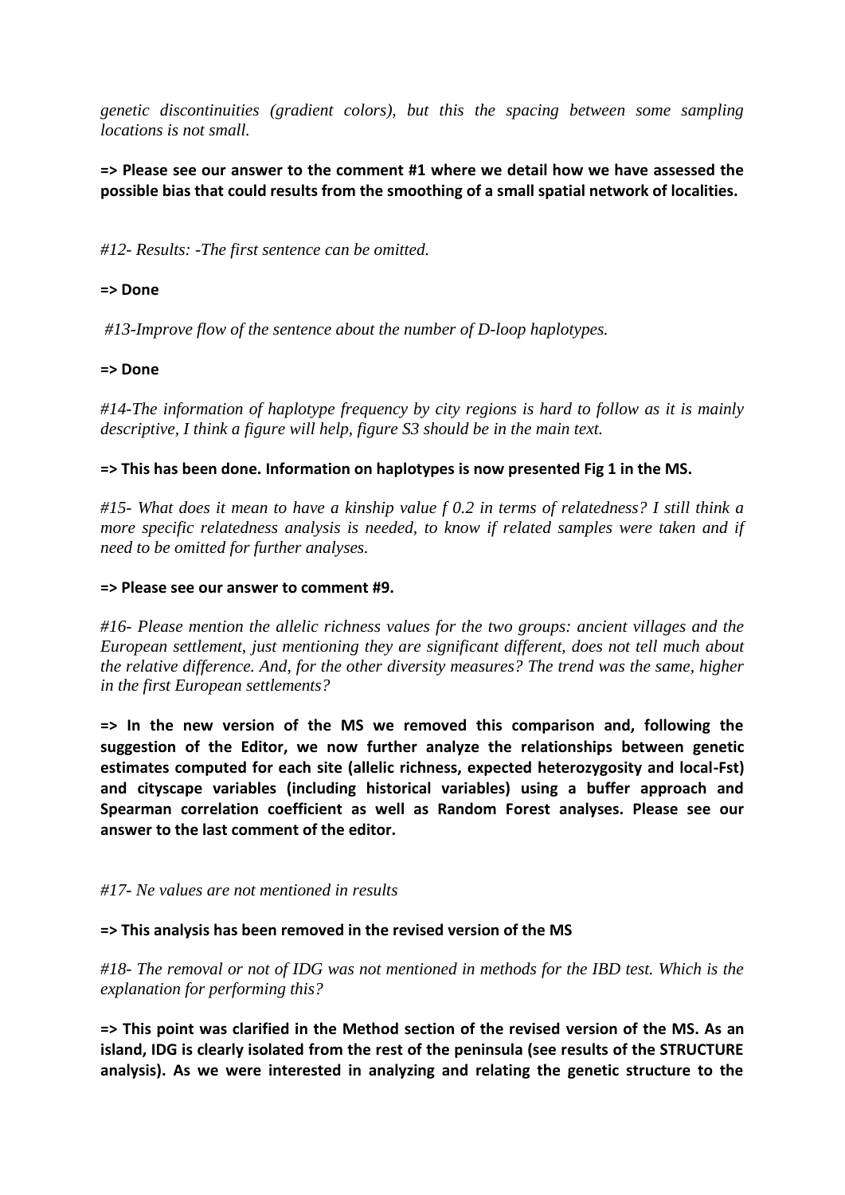*genetic discontinuities (gradient colors), but this the spacing between some sampling locations is not small.*

**=> Please see our answer to the comment #1 where we detail how we have assessed the possible bias that could results from the smoothing of a small spatial network of localities.**

*#12- Results: -The first sentence can be omitted.*

**=> Done**

*#13-Improve flow of the sentence about the number of D-loop haplotypes.*

**=> Done**

*#14-The information of haplotype frequency by city regions is hard to follow as it is mainly descriptive, I think a figure will help, figure S3 should be in the main text.*

**=> This has been done. Information on haplotypes is now presented Fig 1 in the MS.**

*#15- What does it mean to have a kinship value f 0.2 in terms of relatedness? I still think a more specific relatedness analysis is needed, to know if related samples were taken and if need to be omitted for further analyses.*

**=> Please see our answer to comment #9.**

*#16- Please mention the allelic richness values for the two groups: ancient villages and the European settlement, just mentioning they are significant different, does not tell much about the relative difference. And, for the other diversity measures? The trend was the same, higher in the first European settlements?*

**=> In the new version of the MS we removed this comparison and, following the suggestion of the Editor, we now further analyze the relationships between genetic estimates computed for each site (allelic richness, expected heterozygosity and local-Fst) and cityscape variables (including historical variables) using a buffer approach and Spearman correlation coefficient as well as Random Forest analyses. Please see our answer to the last comment of the editor.**

*#17- Ne values are not mentioned in results*

**=> This analysis has been removed in the revised version of the MS**

*#18- The removal or not of IDG was not mentioned in methods for the IBD test. Which is the explanation for performing this?*

**=> This point was clarified in the Method section of the revised version of the MS. As an island, IDG is clearly isolated from the rest of the peninsula (see results of the STRUCTURE analysis). As we were interested in analyzing and relating the genetic structure to the**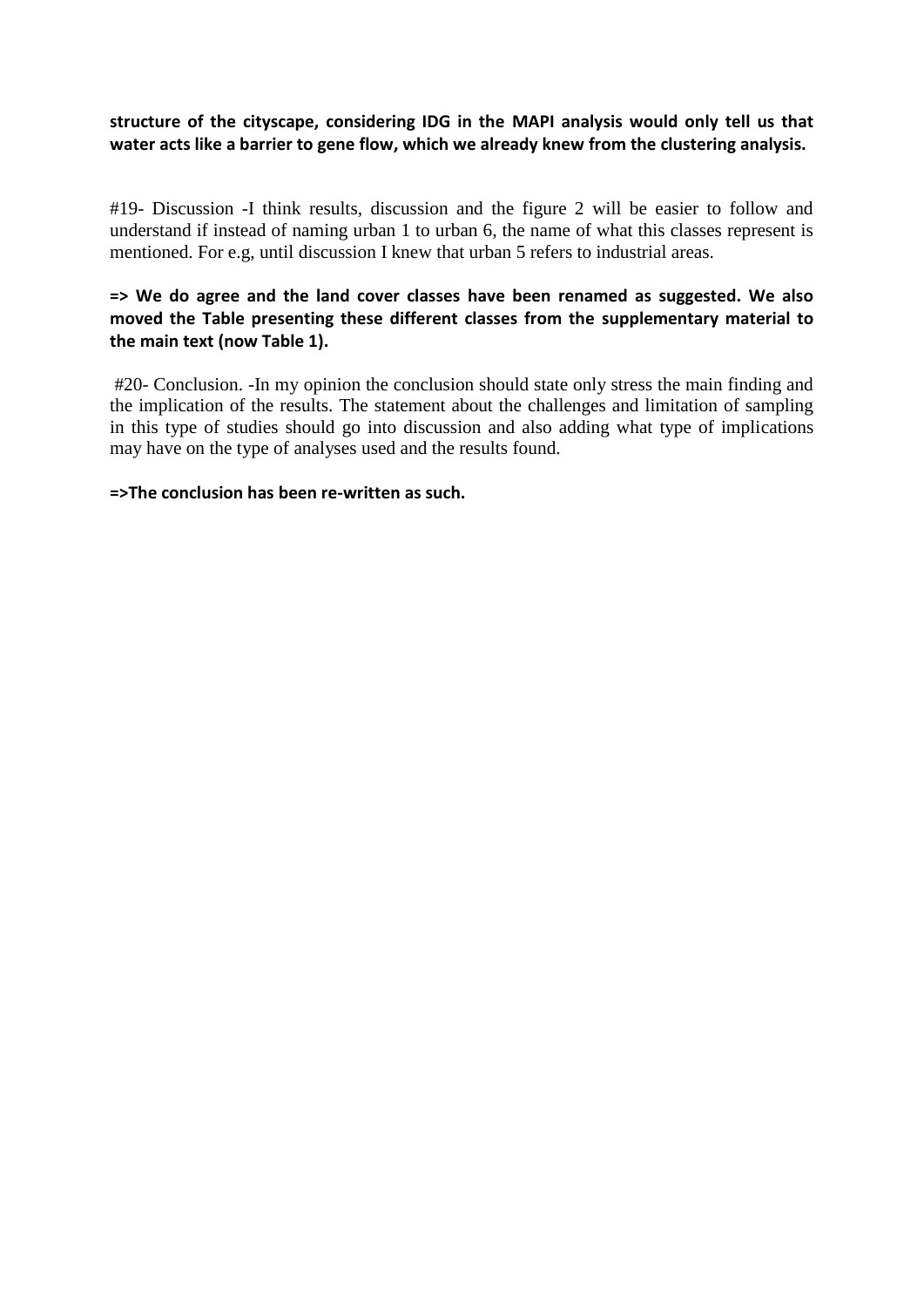**structure of the cityscape, considering IDG in the MAPI analysis would only tell us that water acts like a barrier to gene flow, which we already knew from the clustering analysis.**

#19- Discussion -I think results, discussion and the figure 2 will be easier to follow and understand if instead of naming urban 1 to urban 6, the name of what this classes represent is mentioned. For e.g, until discussion I knew that urban 5 refers to industrial areas.

**=> We do agree and the land cover classes have been renamed as suggested. We also moved the Table presenting these different classes from the supplementary material to the main text (now Table 1).**

#20- Conclusion. -In my opinion the conclusion should state only stress the main finding and the implication of the results. The statement about the challenges and limitation of sampling in this type of studies should go into discussion and also adding what type of implications may have on the type of analyses used and the results found.

**=>The conclusion has been re-written as such.**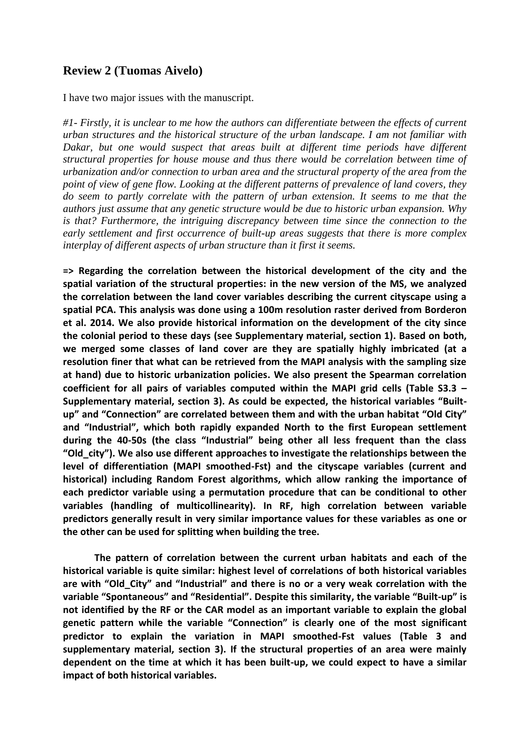## Review 2 (Tuomas Aivelo)

I have two major issues with the manuscript.

*#1- Firstly, it is unclear to me how the authors can differentiate between the effects of current urban structures and the historical structure of the urban landscape. I am not familiar with Dakar, but one would suspect that areas built at different time periods have different structural properties for house mouse and thus there would be correlation between time of urbanization and/or connection to urban area and the structural property of the area from the point of view of gene flow. Looking at the different patterns of prevalence of land covers, they do seem to partly correlate with the pattern of urban extension. It seems to me that the authors just assume that any genetic structure would be due to historic urban expansion. Why is that? Furthermore, the intriguing discrepancy between time since the connection to the early settlement and first occurrence of built-up areas suggests that there is more complex interplay of different aspects of urban structure than it first it seems.*

**=> Regarding the correlation between the historical development of the city and the spatial variation of the structural properties: in the new version of the MS, we analyzed the correlation between the land cover variables describing the current cityscape using a spatial PCA. This analysis was done using a 100m resolution raster derived from Borderon et al. 2014. We also provide historical information on the development of the city since the colonial period to these days (see Supplementary material, section 1). Based on both, we merged some classes of land cover are they are spatially highly imbricated (at a resolution finer that what can be retrieved from the MAPI analysis with the sampling size at hand) due to historic urbanization policies. We also present the Spearman correlation coefficient for all pairs of variables computed within the MAPI grid cells (Table S3.3 – Supplementary material, section 3). As could be expected, the historical variables "Built-up" and "Connection" are correlated between them and with the urban habitat "Old City" and "Industrial", which both rapidly expanded North to the first European settlement during the 40-50s (the class "Industrial" being other all less frequent than the class "Old_city"). We also use different approaches to investigate the relationships between the level of differentiation (MAPI smoothed-Fst) and the cityscape variables (current and historical) including Random Forest algorithms, which allow ranking the importance of each predictor variable using a permutation procedure that can be conditional to other variables (handling of multicollinearity). In RF, high correlation between variable predictors generally result in very similar importance values for these variables as one or the other can be used for splitting when building the tree.**

**The pattern of correlation between the current urban habitats and each of the historical variable is quite similar: highest level of correlations of both historical variables are with "Old_City" and "Industrial" and there is no or a very weak correlation with the variable "Spontaneous" and "Residential". Despite this similarity, the variable "Built-up" is not identified by the RF or the CAR model as an important variable to explain the global genetic pattern while the variable "Connection" is clearly one of the most significant predictor to explain the variation in MAPI smoothed-Fst values (Table 3 and supplementary material, section 3). If the structural properties of an area were mainly dependent on the time at which it has been built-up, we could expect to have a similar impact of both historical variables.**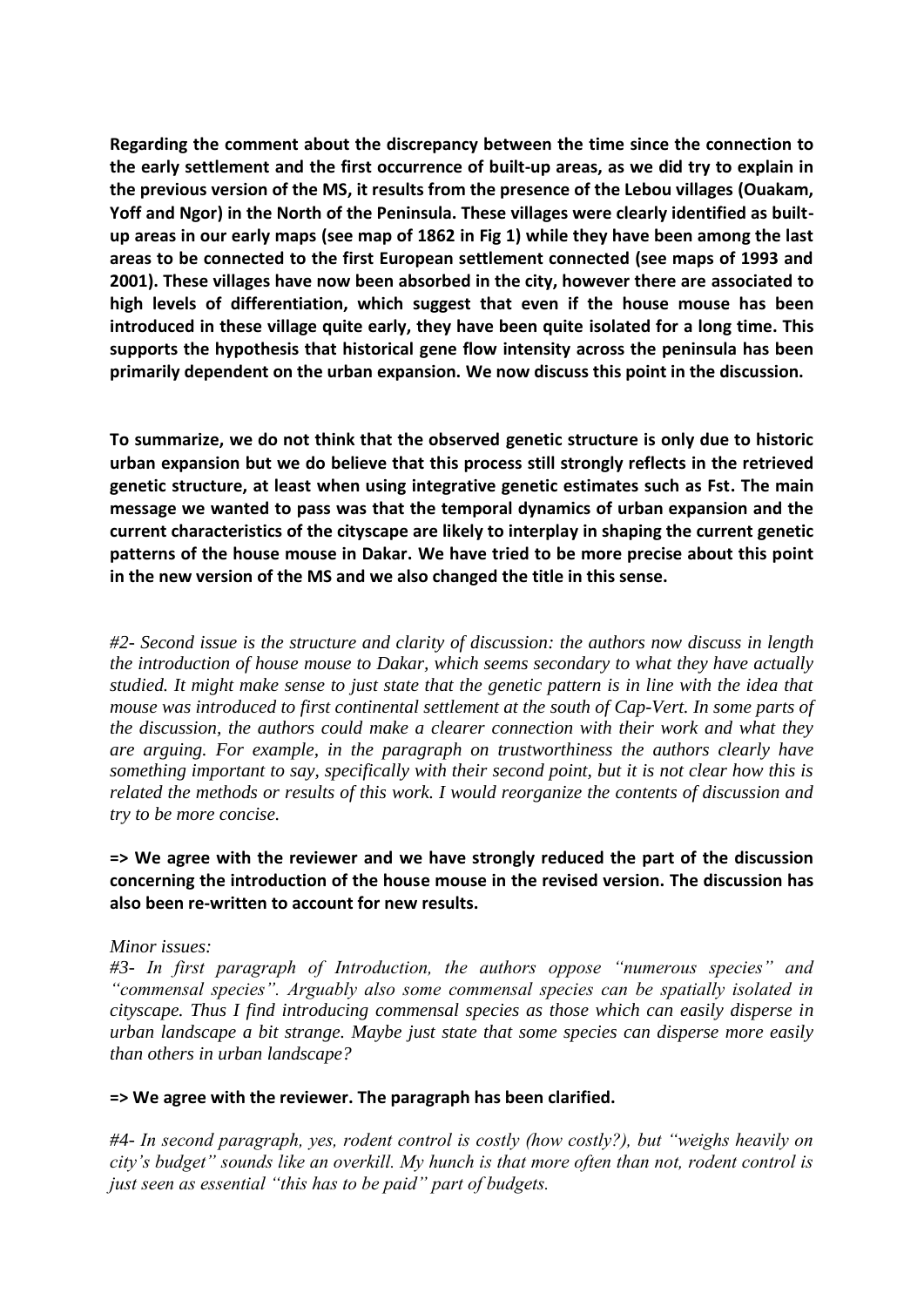**Regarding the comment about the discrepancy between the time since the connection to the early settlement and the first occurrence of built-up areas, as we did try to explain in the previous version of the MS, it results from the presence of the Lebou villages (Ouakam, Yoff and Ngor) in the North of the Peninsula. These villages were clearly identified as built-up areas in our early maps (see map of 1862 in Fig 1) while they have been among the last areas to be connected to the first European settlement connected (see maps of 1993 and 2001). These villages have now been absorbed in the city, however there are associated to high levels of differentiation, which suggest that even if the house mouse has been introduced in these village quite early, they have been quite isolated for a long time. This supports the hypothesis that historical gene flow intensity across the peninsula has been primarily dependent on the urban expansion. We now discuss this point in the discussion.**

**To summarize, we do not think that the observed genetic structure is only due to historic urban expansion but we do believe that this process still strongly reflects in the retrieved genetic structure, at least when using integrative genetic estimates such as Fst. The main message we wanted to pass was that the temporal dynamics of urban expansion and the current characteristics of the cityscape are likely to interplay in shaping the current genetic patterns of the house mouse in Dakar. We have tried to be more precise about this point in the new version of the MS and we also changed the title in this sense.**

*#2- Second issue is the structure and clarity of discussion: the authors now discuss in length the introduction of house mouse to Dakar, which seems secondary to what they have actually studied. It might make sense to just state that the genetic pattern is in line with the idea that mouse was introduced to first continental settlement at the south of Cap-Vert. In some parts of the discussion, the authors could make a clearer connection with their work and what they are arguing. For example, in the paragraph on trustworthiness the authors clearly have something important to say, specifically with their second point, but it is not clear how this is related the methods or results of this work. I would reorganize the contents of discussion and try to be more concise.*

**=> We agree with the reviewer and we have strongly reduced the part of the discussion concerning the introduction of the house mouse in the revised version. The discussion has also been re-written to account for new results.**

*Minor issues:*

*#3- In first paragraph of Introduction, the authors oppose "numerous species" and "commensal species". Arguably also some commensal species can be spatially isolated in cityscape. Thus I find introducing commensal species as those which can easily disperse in urban landscape a bit strange. Maybe just state that some species can disperse more easily than others in urban landscape?*

**=> We agree with the reviewer. The paragraph has been clarified.**

*#4- In second paragraph, yes, rodent control is costly (how costly?), but "weighs heavily on city's budget" sounds like an overkill. My hunch is that more often than not, rodent control is just seen as essential "this has to be paid" part of budgets.*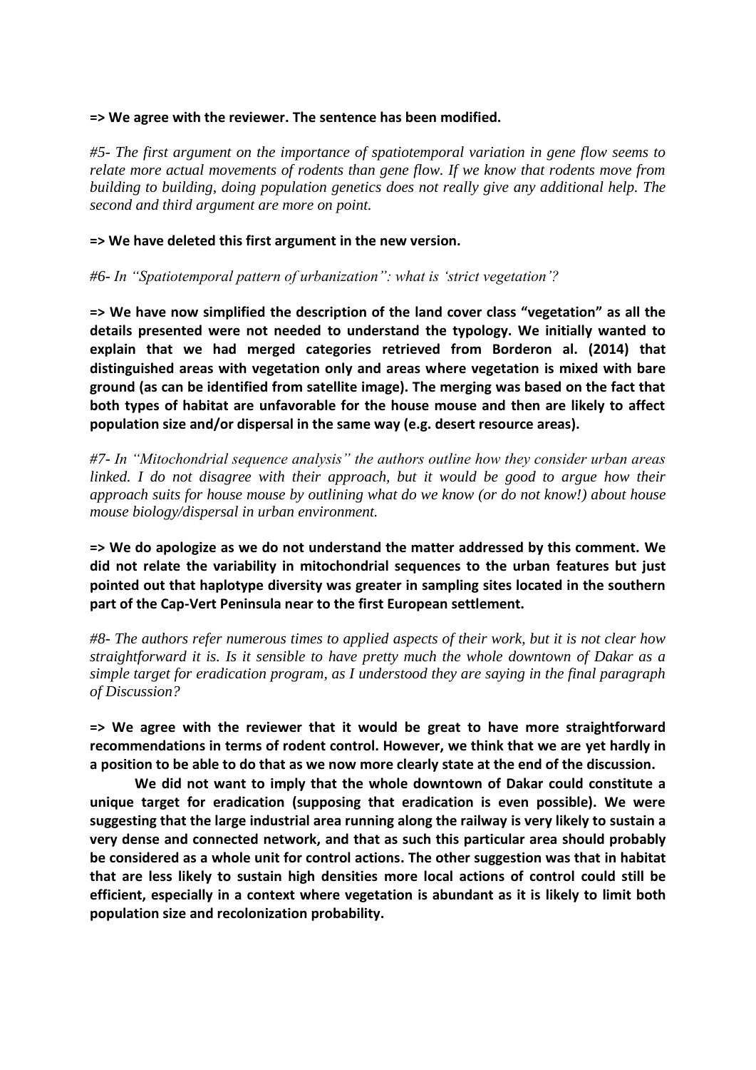**=> We agree with the reviewer. The sentence has been modified.**

*#5- The first argument on the importance of spatiotemporal variation in gene flow seems to relate more actual movements of rodents than gene flow. If we know that rodents move from building to building, doing population genetics does not really give any additional help. The second and third argument are more on point.*

**=> We have deleted this first argument in the new version.**

*#6- In "Spatiotemporal pattern of urbanization": what is 'strict vegetation'?*

**=> We have now simplified the description of the land cover class "vegetation" as all the details presented were not needed to understand the typology. We initially wanted to explain that we had merged categories retrieved from Borderon al. (2014) that distinguished areas with vegetation only and areas where vegetation is mixed with bare ground (as can be identified from satellite image). The merging was based on the fact that both types of habitat are unfavorable for the house mouse and then are likely to affect population size and/or dispersal in the same way (e.g. desert resource areas).**

*#7- In "Mitochondrial sequence analysis" the authors outline how they consider urban areas linked. I do not disagree with their approach, but it would be good to argue how their approach suits for house mouse by outlining what do we know (or do not know!) about house mouse biology/dispersal in urban environment.*

**=> We do apologize as we do not understand the matter addressed by this comment. We did not relate the variability in mitochondrial sequences to the urban features but just pointed out that haplotype diversity was greater in sampling sites located in the southern part of the Cap-Vert Peninsula near to the first European settlement.**

*#8- The authors refer numerous times to applied aspects of their work, but it is not clear how straightforward it is. Is it sensible to have pretty much the whole downtown of Dakar as a simple target for eradication program, as I understood they are saying in the final paragraph of Discussion?*

**=> We agree with the reviewer that it would be great to have more straightforward recommendations in terms of rodent control. However, we think that we are yet hardly in a position to be able to do that as we now more clearly state at the end of the discussion.**

**We did not want to imply that the whole downtown of Dakar could constitute a unique target for eradication (supposing that eradication is even possible). We were suggesting that the large industrial area running along the railway is very likely to sustain a very dense and connected network, and that as such this particular area should probably be considered as a whole unit for control actions. The other suggestion was that in habitat that are less likely to sustain high densities more local actions of control could still be efficient, especially in a context where vegetation is abundant as it is likely to limit both population size and recolonization probability.**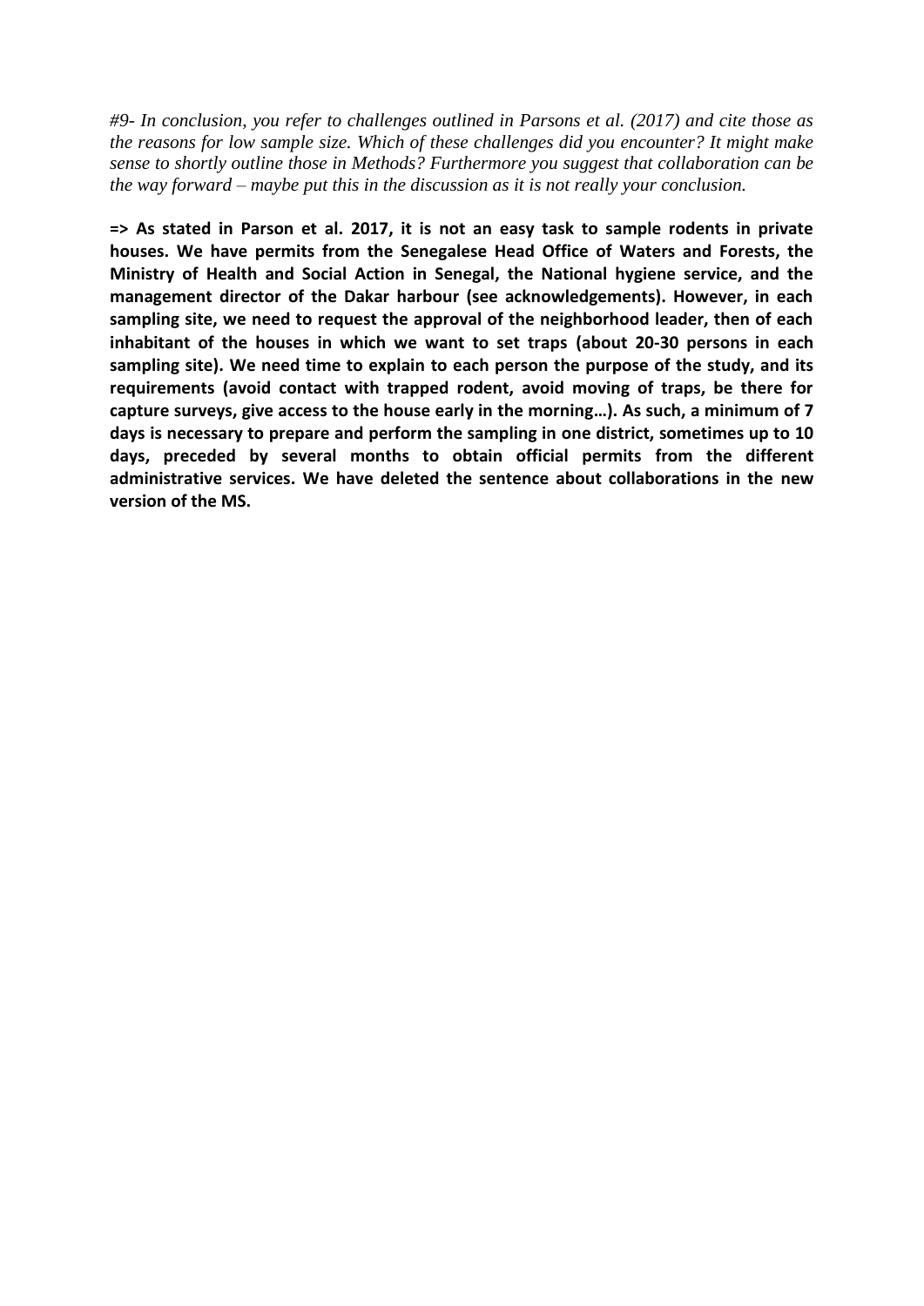*#9- In conclusion, you refer to challenges outlined in Parsons et al. (2017) and cite those as the reasons for low sample size. Which of these challenges did you encounter? It might make sense to shortly outline those in Methods? Furthermore you suggest that collaboration can be the way forward – maybe put this in the discussion as it is not really your conclusion.*

**=> As stated in Parson et al. 2017, it is not an easy task to sample rodents in private houses. We have permits from the Senegalese Head Office of Waters and Forests, the Ministry of Health and Social Action in Senegal, the National hygiene service, and the management director of the Dakar harbour (see acknowledgements). However, in each sampling site, we need to request the approval of the neighborhood leader, then of each inhabitant of the houses in which we want to set traps (about 20-30 persons in each sampling site). We need time to explain to each person the purpose of the study, and its requirements (avoid contact with trapped rodent, avoid moving of traps, be there for capture surveys, give access to the house early in the morning…). As such, a minimum of 7 days is necessary to prepare and perform the sampling in one district, sometimes up to 10 days, preceded by several months to obtain official permits from the different administrative services. We have deleted the sentence about collaborations in the new version of the MS.**